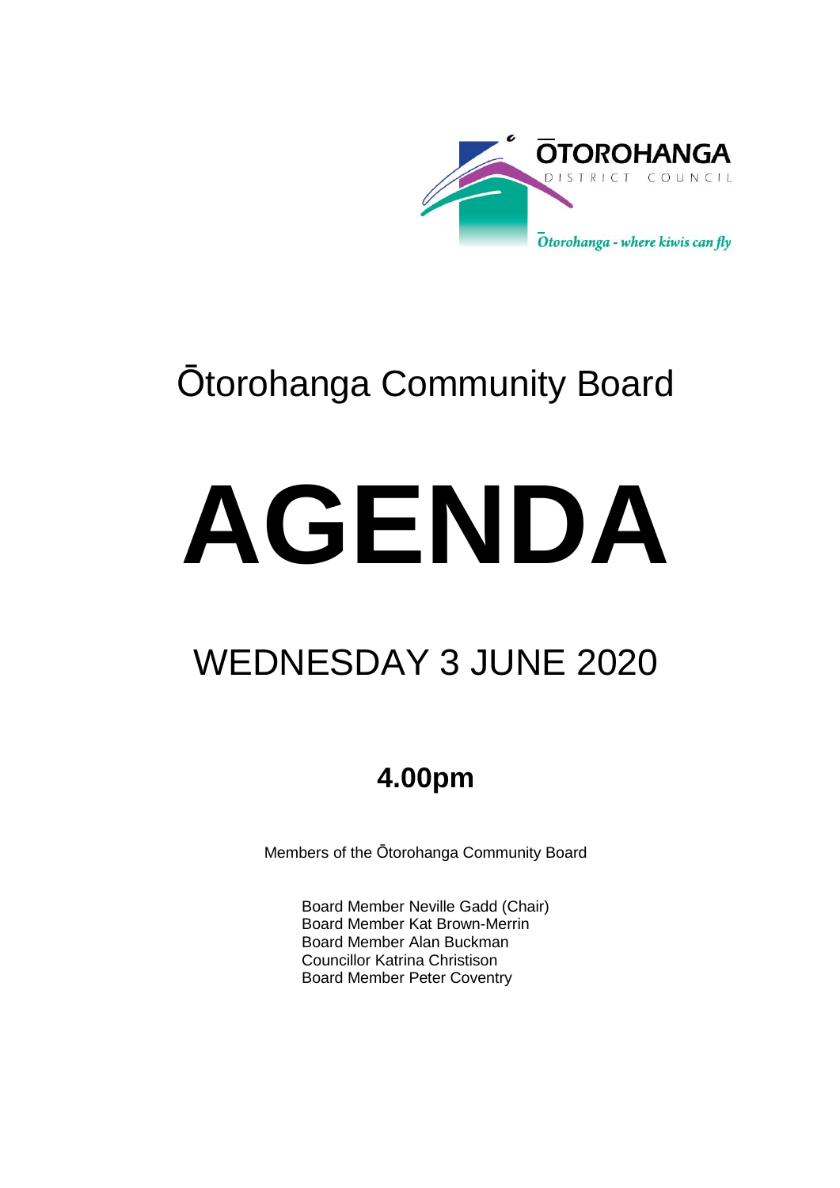ŌTOROHANGA

DISTRICT COUNCIL

*Ōtorohanga - where kiwis can fly*

# Ōtorohanga Community Board

# AGENDA

## WEDNESDAY 3 JUNE 2020

### 4.00pm

Members of the Ōtorohanga Community Board

Board Member Neville Gadd (Chair)
Board Member Kat Brown-Merrin
Board Member Alan Buckman
Councillor Katrina Christison
Board Member Peter Coventry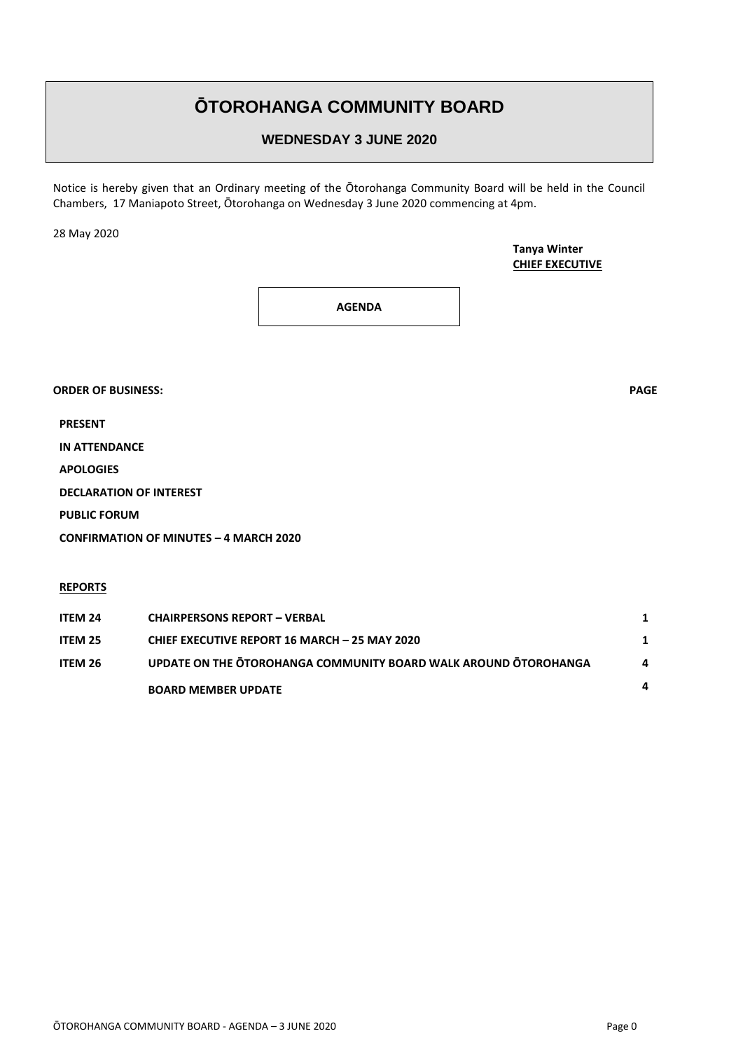# ŌTOROHANGA COMMUNITY BOARD

## WEDNESDAY 3 JUNE 2020

Notice is hereby given that an Ordinary meeting of the Ōtorohanga Community Board will be held in the Council Chambers, 17 Maniapoto Street, Ōtorohanga on Wednesday 3 June 2020 commencing at 4pm.

28 May 2020

**Tanya Winter**
**CHIEF EXECUTIVE**

**AGENDA**

**ORDER OF BUSINESS:** **PAGE**

**PRESENT**

**IN ATTENDANCE**

**APOLOGIES**

**DECLARATION OF INTEREST**

**PUBLIC FORUM**

**CONFIRMATION OF MINUTES – 4 MARCH 2020**

**REPORTS**

| | | |
|---|---|---|
| **ITEM 24** | **CHAIRPERSONS REPORT – VERBAL** | 1 |
| **ITEM 25** | **CHIEF EXECUTIVE REPORT 16 MARCH – 25 MAY 2020** | 1 |
| **ITEM 26** | **UPDATE ON THE ŌTOROHANGA COMMUNITY BOARD WALK AROUND ŌTOROHANGA** | 4 |
| | **BOARD MEMBER UPDATE** | 4 |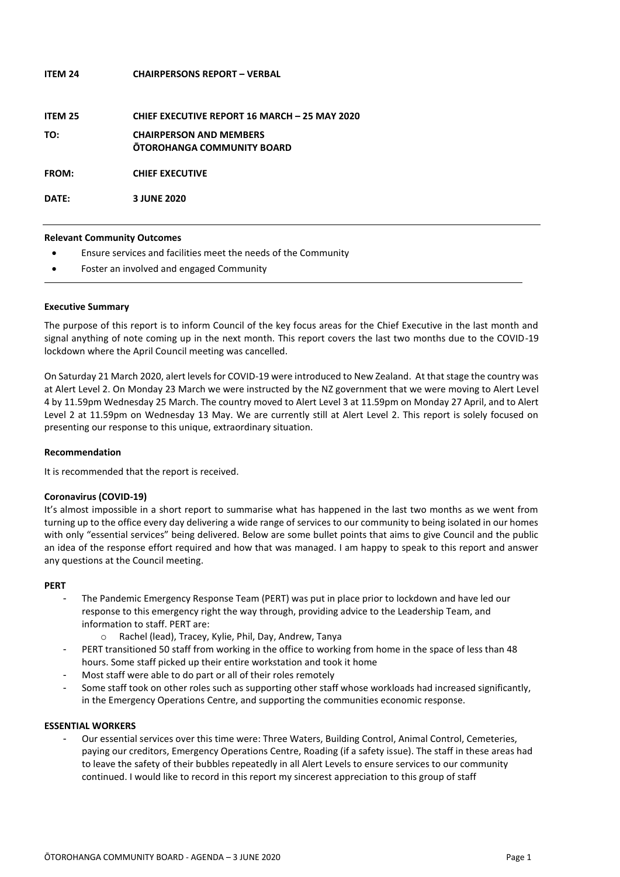**ITEM 24 CHAIRPERSONS REPORT – VERBAL**

**ITEM 25 CHIEF EXECUTIVE REPORT 16 MARCH – 25 MAY 2020**

**TO: CHAIRPERSON AND MEMBERS**
**ŌTOROHANGA COMMUNITY BOARD**

**FROM: CHIEF EXECUTIVE**

**DATE: 3 JUNE 2020**

---

**Relevant Community Outcomes**

- Ensure services and facilities meet the needs of the Community
- Foster an involved and engaged Community

---

**Executive Summary**

The purpose of this report is to inform Council of the key focus areas for the Chief Executive in the last month and signal anything of note coming up in the next month. This report covers the last two months due to the COVID-19 lockdown where the April Council meeting was cancelled.

On Saturday 21 March 2020, alert levels for COVID-19 were introduced to New Zealand. At that stage the country was at Alert Level 2. On Monday 23 March we were instructed by the NZ government that we were moving to Alert Level 4 by 11.59pm Wednesday 25 March. The country moved to Alert Level 3 at 11.59pm on Monday 27 April, and to Alert Level 2 at 11.59pm on Wednesday 13 May. We are currently still at Alert Level 2. This report is solely focused on presenting our response to this unique, extraordinary situation.

**Recommendation**

It is recommended that the report is received.

**Coronavirus (COVID-19)**

It's almost impossible in a short report to summarise what has happened in the last two months as we went from turning up to the office every day delivering a wide range of services to our community to being isolated in our homes with only "essential services" being delivered. Below are some bullet points that aims to give Council and the public an idea of the response effort required and how that was managed. I am happy to speak to this report and answer any questions at the Council meeting.

**PERT**

- The Pandemic Emergency Response Team (PERT) was put in place prior to lockdown and have led our response to this emergency right the way through, providing advice to the Leadership Team, and information to staff. PERT are:
  - Rachel (lead), Tracey, Kylie, Phil, Day, Andrew, Tanya
- PERT transitioned 50 staff from working in the office to working from home in the space of less than 48 hours. Some staff picked up their entire workstation and took it home
- Most staff were able to do part or all of their roles remotely
- Some staff took on other roles such as supporting other staff whose workloads had increased significantly, in the Emergency Operations Centre, and supporting the communities economic response.

**ESSENTIAL WORKERS**

- Our essential services over this time were: Three Waters, Building Control, Animal Control, Cemeteries, paying our creditors, Emergency Operations Centre, Roading (if a safety issue). The staff in these areas had to leave the safety of their bubbles repeatedly in all Alert Levels to ensure services to our community continued. I would like to record in this report my sincerest appreciation to this group of staff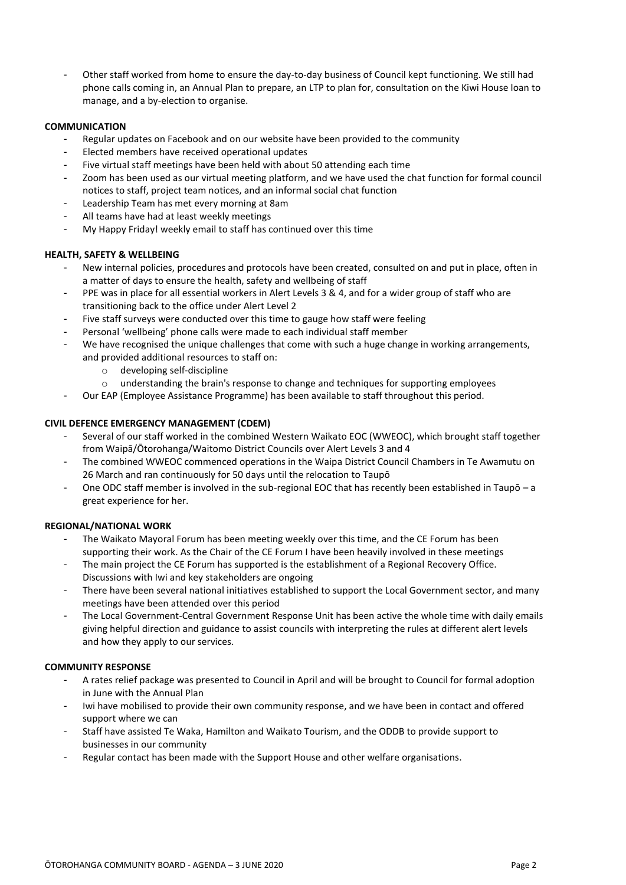- Other staff worked from home to ensure the day-to-day business of Council kept functioning. We still had phone calls coming in, an Annual Plan to prepare, an LTP to plan for, consultation on the Kiwi House loan to manage, and a by-election to organise.

**COMMUNICATION**

- Regular updates on Facebook and on our website have been provided to the community
- Elected members have received operational updates
- Five virtual staff meetings have been held with about 50 attending each time
- Zoom has been used as our virtual meeting platform, and we have used the chat function for formal council notices to staff, project team notices, and an informal social chat function
- Leadership Team has met every morning at 8am
- All teams have had at least weekly meetings
- My Happy Friday! weekly email to staff has continued over this time

**HEALTH, SAFETY & WELLBEING**

- New internal policies, procedures and protocols have been created, consulted on and put in place, often in a matter of days to ensure the health, safety and wellbeing of staff
- PPE was in place for all essential workers in Alert Levels 3 & 4, and for a wider group of staff who are transitioning back to the office under Alert Level 2
- Five staff surveys were conducted over this time to gauge how staff were feeling
- Personal 'wellbeing' phone calls were made to each individual staff member
- We have recognised the unique challenges that come with such a huge change in working arrangements, and provided additional resources to staff on:
  - developing self-discipline
  - understanding the brain's response to change and techniques for supporting employees
- Our EAP (Employee Assistance Programme) has been available to staff throughout this period.

**CIVIL DEFENCE EMERGENCY MANAGEMENT (CDEM)**

- Several of our staff worked in the combined Western Waikato EOC (WWEOC), which brought staff together from Waipā/Ōtorohanga/Waitomo District Councils over Alert Levels 3 and 4
- The combined WWEOC commenced operations in the Waipa District Council Chambers in Te Awamutu on 26 March and ran continuously for 50 days until the relocation to Taupō
- One ODC staff member is involved in the sub-regional EOC that has recently been established in Taupō – a great experience for her.

**REGIONAL/NATIONAL WORK**

- The Waikato Mayoral Forum has been meeting weekly over this time, and the CE Forum has been supporting their work. As the Chair of the CE Forum I have been heavily involved in these meetings
- The main project the CE Forum has supported is the establishment of a Regional Recovery Office. Discussions with Iwi and key stakeholders are ongoing
- There have been several national initiatives established to support the Local Government sector, and many meetings have been attended over this period
- The Local Government-Central Government Response Unit has been active the whole time with daily emails giving helpful direction and guidance to assist councils with interpreting the rules at different alert levels and how they apply to our services.

**COMMUNITY RESPONSE**

- A rates relief package was presented to Council in April and will be brought to Council for formal adoption in June with the Annual Plan
- Iwi have mobilised to provide their own community response, and we have been in contact and offered support where we can
- Staff have assisted Te Waka, Hamilton and Waikato Tourism, and the ODDB to provide support to businesses in our community
- Regular contact has been made with the Support House and other welfare organisations.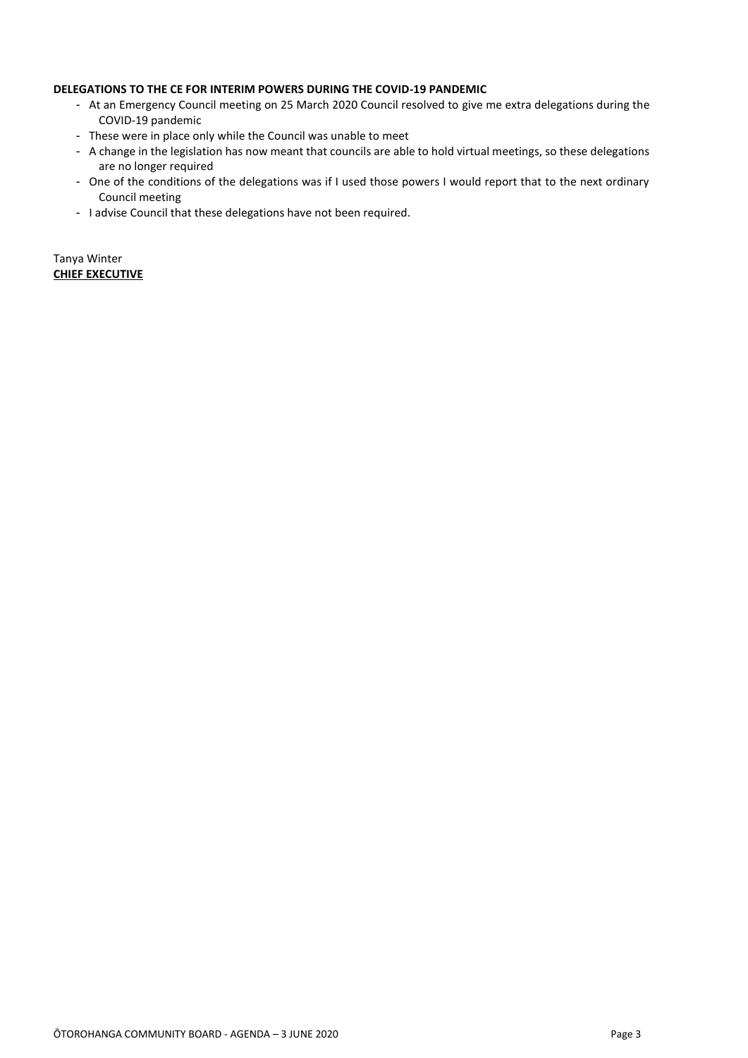**DELEGATIONS TO THE CE FOR INTERIM POWERS DURING THE COVID-19 PANDEMIC**

- At an Emergency Council meeting on 25 March 2020 Council resolved to give me extra delegations during the COVID-19 pandemic
- These were in place only while the Council was unable to meet
- A change in the legislation has now meant that councils are able to hold virtual meetings, so these delegations are no longer required
- One of the conditions of the delegations was if I used those powers I would report that to the next ordinary Council meeting
- I advise Council that these delegations have not been required.

Tanya Winter
**CHIEF EXECUTIVE**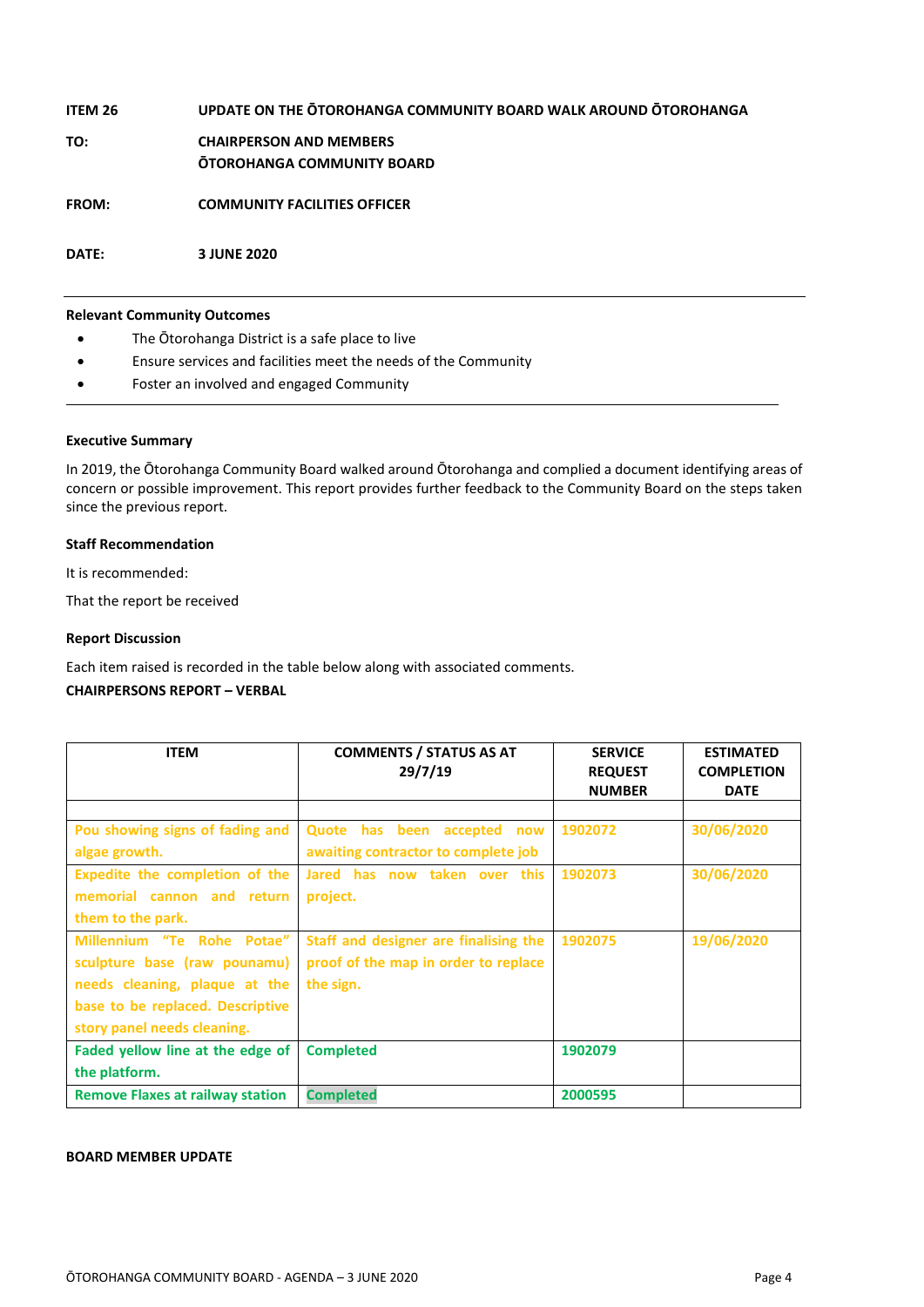**ITEM 26** **UPDATE ON THE ŌTOROHANGA COMMUNITY BOARD WALK AROUND ŌTOROHANGA**

**TO:** **CHAIRPERSON AND MEMBERS**
**ŌTOROHANGA COMMUNITY BOARD**

**FROM:** **COMMUNITY FACILITIES OFFICER**

**DATE:** **3 JUNE 2020**

---

**Relevant Community Outcomes**

- The Ōtorohanga District is a safe place to live
- Ensure services and facilities meet the needs of the Community
- Foster an involved and engaged Community

---

**Executive Summary**

In 2019, the Ōtorohanga Community Board walked around Ōtorohanga and complied a document identifying areas of concern or possible improvement. This report provides further feedback to the Community Board on the steps taken since the previous report.

**Staff Recommendation**

It is recommended:

That the report be received

**Report Discussion**

Each item raised is recorded in the table below along with associated comments.

**CHAIRPERSONS REPORT – VERBAL**

| ITEM | COMMENTS / STATUS AS AT 29/7/19 | SERVICE REQUEST NUMBER | ESTIMATED COMPLETION DATE |
|---|---|---|---|
| | | | |
| Pou showing signs of fading and algae growth. | Quote has been accepted now awaiting contractor to complete job | 1902072 | 30/06/2020 |
| Expedite the completion of the memorial cannon and return them to the park. | Jared has now taken over this project. | 1902073 | 30/06/2020 |
| Millennium "Te Rohe Potae" sculpture base (raw pounamu) needs cleaning, plaque at the base to be replaced. Descriptive story panel needs cleaning. | Staff and designer are finalising the proof of the map in order to replace the sign. | 1902075 | 19/06/2020 |
| Faded yellow line at the edge of the platform. | Completed | 1902079 | |
| Remove Flaxes at railway station | Completed | 2000595 | |

**BOARD MEMBER UPDATE**